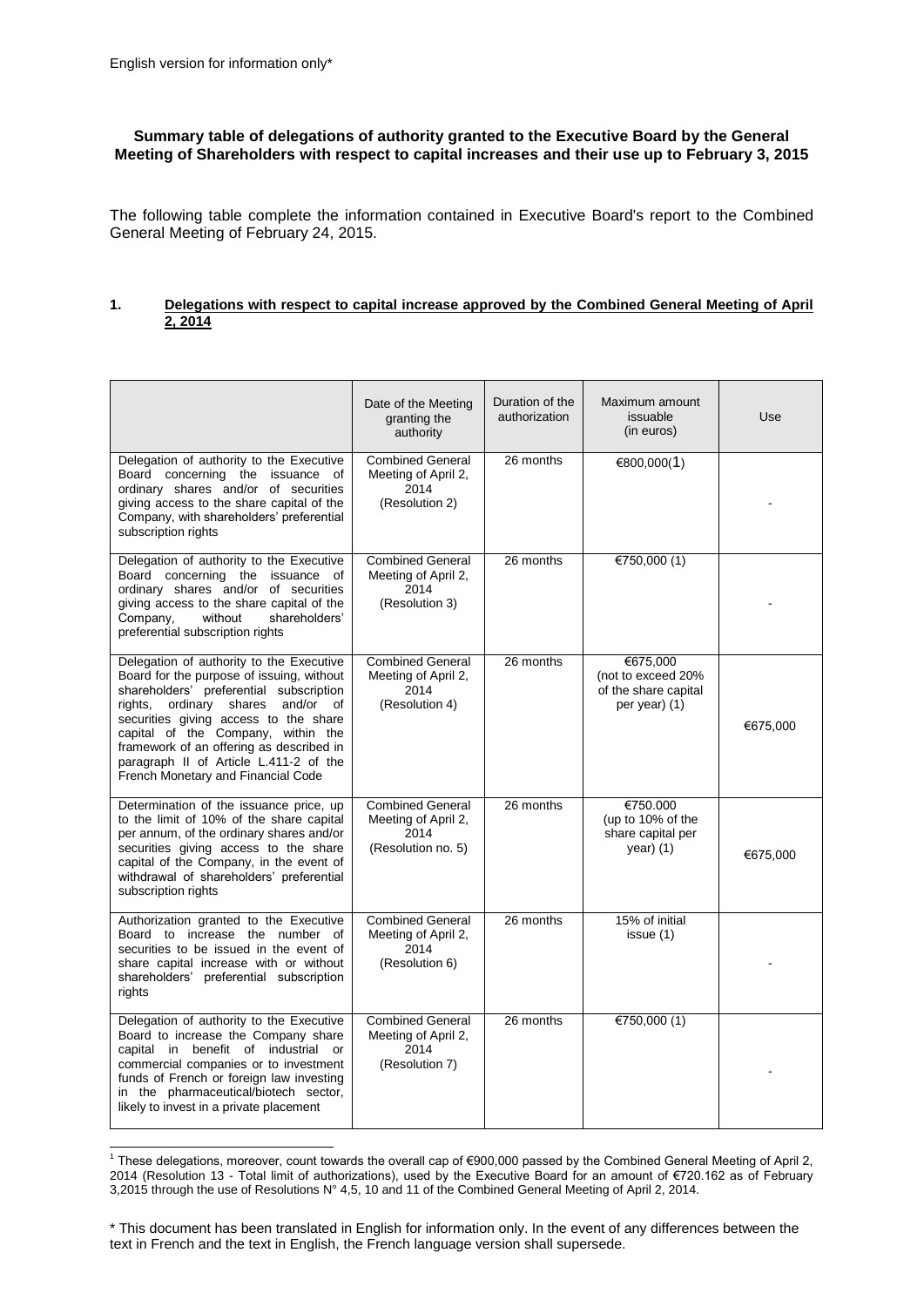English version for information only*

**Summary table of delegations of authority granted to the Executive Board by the General Meeting of Shareholders with respect to capital increases and their use up to February 3, 2015**

The following table complete the information contained in Executive Board's report to the Combined General Meeting of February 24, 2015.

**1. Delegations with respect to capital increase approved by the Combined General Meeting of April 2, 2014**

| | Date of the Meeting granting the authority | Duration of the authorization | Maximum amount issuable (in euros) | Use |
|---|---|---|---|---|
| Delegation of authority to the Executive Board concerning the issuance of ordinary shares and/or of securities giving access to the share capital of the Company, with shareholders' preferential subscription rights | Combined General Meeting of April 2, 2014 (Resolution 2) | 26 months | €800,000(1) | - |
| Delegation of authority to the Executive Board concerning the issuance of ordinary shares and/or of securities giving access to the share capital of the Company, without shareholders' preferential subscription rights | Combined General Meeting of April 2, 2014 (Resolution 3) | 26 months | €750,000 (1) | - |
| Delegation of authority to the Executive Board for the purpose of issuing, without shareholders' preferential subscription rights, ordinary shares and/or of securities giving access to the share capital of the Company, within the framework of an offering as described in paragraph II of Article L.411-2 of the French Monetary and Financial Code | Combined General Meeting of April 2, 2014 (Resolution 4) | 26 months | €675,000 (not to exceed 20% of the share capital per year) (1) | €675,000 |
| Determination of the issuance price, up to the limit of 10% of the share capital per annum, of the ordinary shares and/or securities giving access to the share capital of the Company, in the event of withdrawal of shareholders' preferential subscription rights | Combined General Meeting of April 2, 2014 (Resolution no. 5) | 26 months | €750.000 (up to 10% of the share capital per year) (1) | €675,000 |
| Authorization granted to the Executive Board to increase the number of securities to be issued in the event of share capital increase with or without shareholders' preferential subscription rights | Combined General Meeting of April 2, 2014 (Resolution 6) | 26 months | 15% of initial issue (1) | - |
| Delegation of authority to the Executive Board to increase the Company share capital in benefit of industrial or commercial companies or to investment funds of French or foreign law investing in the pharmaceutical/biotech sector, likely to invest in a private placement | Combined General Meeting of April 2, 2014 (Resolution 7) | 26 months | €750,000 (1) | - |

[1] These delegations, moreover, count towards the overall cap of €900,000 passed by the Combined General Meeting of April 2, 2014 (Resolution 13 - Total limit of authorizations), used by the Executive Board for an amount of €720.162 as of February 3,2015 through the use of Resolutions N° 4,5, 10 and 11 of the Combined General Meeting of April 2, 2014.

\* This document has been translated in English for information only. In the event of any differences between the text in French and the text in English, the French language version shall supersede.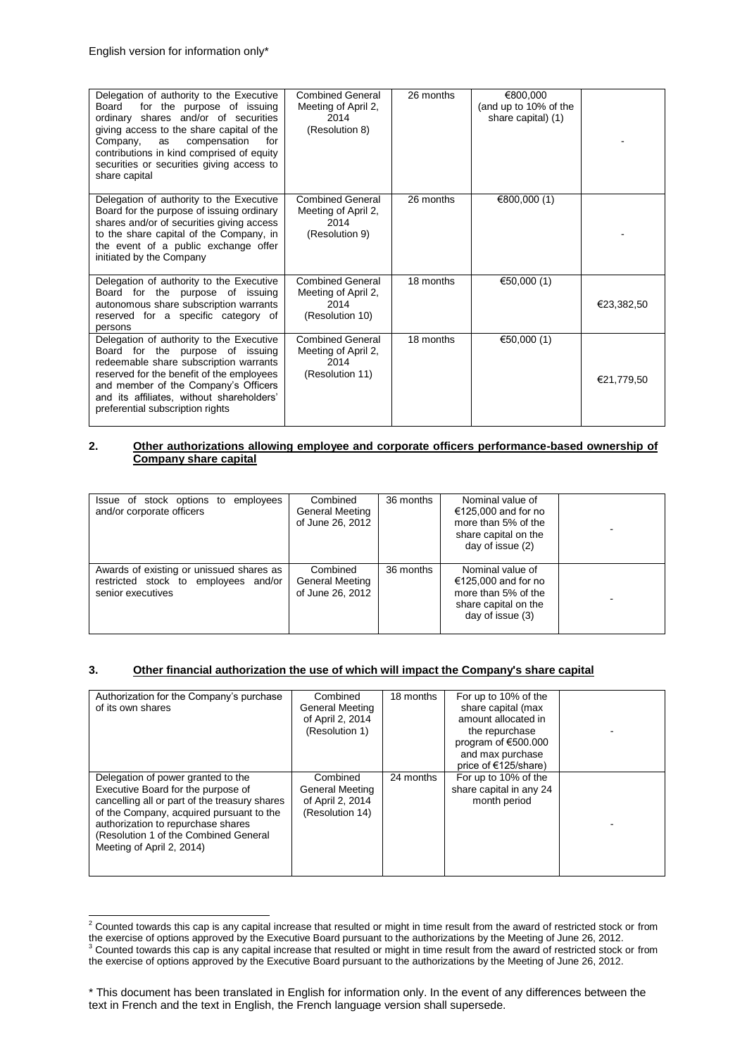English version for information only*

| | | | | |
|---|---|---|---|---|
| Delegation of authority to the Executive Board for the purpose of issuing ordinary shares and/or of securities giving access to the share capital of the Company, as compensation for contributions in kind comprised of equity securities or securities giving access to share capital | Combined General Meeting of April 2, 2014 (Resolution 8) | 26 months | €800,000 (and up to 10% of the share capital) (1) | - |
| Delegation of authority to the Executive Board for the purpose of issuing ordinary shares and/or of securities giving access to the share capital of the Company, in the event of a public exchange offer initiated by the Company | Combined General Meeting of April 2, 2014 (Resolution 9) | 26 months | €800,000 (1) | - |
| Delegation of authority to the Executive Board for the purpose of issuing autonomous share subscription warrants reserved for a specific category of persons | Combined General Meeting of April 2, 2014 (Resolution 10) | 18 months | €50,000 (1) | €23,382,50 |
| Delegation of authority to the Executive Board for the purpose of issuing redeemable share subscription warrants reserved for the benefit of the employees and member of the Company's Officers and its affiliates, without shareholders' preferential subscription rights | Combined General Meeting of April 2, 2014 (Resolution 11) | 18 months | €50,000 (1) | €21,779,50 |

## 2. Other authorizations allowing employee and corporate officers performance-based ownership of Company share capital

| | | | | |
|---|---|---|---|---|
| Issue of stock options to employees and/or corporate officers | Combined General Meeting of June 26, 2012 | 36 months | Nominal value of €125,000 and for no more than 5% of the share capital on the day of issue (2) | - |
| Awards of existing or unissued shares as restricted stock to employees and/or senior executives | Combined General Meeting of June 26, 2012 | 36 months | Nominal value of €125,000 and for no more than 5% of the share capital on the day of issue (3) | - |

## 3. Other financial authorization the use of which will impact the Company's share capital

| | | | | |
|---|---|---|---|---|
| Authorization for the Company's purchase of its own shares | Combined General Meeting of April 2, 2014 (Resolution 1) | 18 months | For up to 10% of the share capital (max amount allocated in the repurchase program of €500.000 and max purchase price of €125/share) | - |
| Delegation of power granted to the Executive Board for the purpose of cancelling all or part of the treasury shares of the Company, acquired pursuant to the authorization to repurchase shares (Resolution 1 of the Combined General Meeting of April 2, 2014) | Combined General Meeting of April 2, 2014 (Resolution 14) | 24 months | For up to 10% of the share capital in any 24 month period | - |

[2] Counted towards this cap is any capital increase that resulted or might in time result from the award of restricted stock or from the exercise of options approved by the Executive Board pursuant to the authorizations by the Meeting of June 26, 2012.
[3] Counted towards this cap is any capital increase that resulted or might in time result from the award of restricted stock or from the exercise of options approved by the Executive Board pursuant to the authorizations by the Meeting of June 26, 2012.

* This document has been translated in English for information only. In the event of any differences between the text in French and the text in English, the French language version shall supersede.